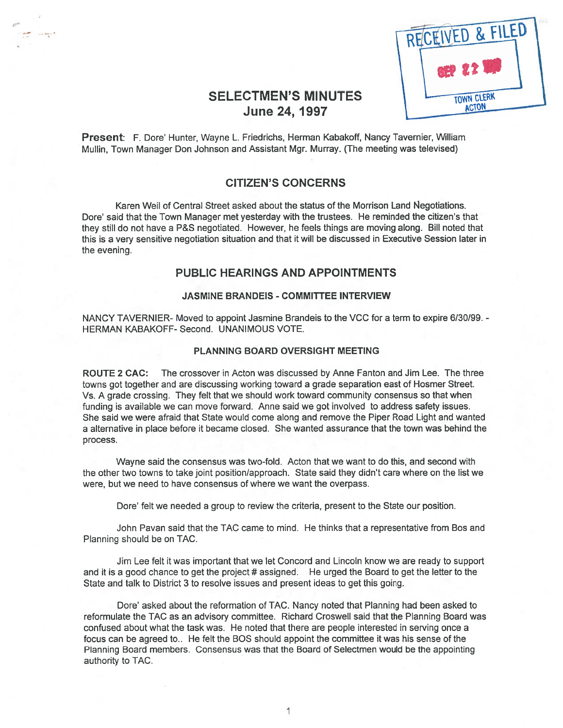# SELECTMEN'S MINUTES
## June 24, 1997

RECEIVED & FILED
SEP 22
TOWN CLERK ACTON

**Present**: F. Dore' Hunter, Wayne L. Friedrichs, Herman Kabakoff, Nancy Tavernier, William Mullin, Town Manager Don Johnson and Assistant Mgr. Murray. (The meeting was televised)

## CITIZEN'S CONCERNS

Karen Weil of Central Street asked about the status of the Morrison Land Negotiations. Dore' said that the Town Manager met yesterday with the trustees. He reminded the citizen's that they still do not have a P&S negotiated. However, he feels things are moving along. Bill noted that this is a very sensitive negotiation situation and that it will be discussed in Executive Session later in the evening.

## PUBLIC HEARINGS AND APPOINTMENTS

### JASMINE BRANDEIS - COMMITTEE INTERVIEW

NANCY TAVERNIER- Moved to appoint Jasmine Brandeis to the VCC for a term to expire 6/30/99. - HERMAN KABAKOFF- Second. UNANIMOUS VOTE.

### PLANNING BOARD OVERSIGHT MEETING

**ROUTE 2 CAC:** The crossover in Acton was discussed by Anne Fanton and Jim Lee. The three towns got together and are discussing working toward a grade separation east of Hosmer Street. Vs. A grade crossing. They felt that we should work toward community consensus so that when funding is available we can move forward. Anne said we got involved to address safety issues. She said we were afraid that State would come along and remove the Piper Road Light and wanted a alternative in place before it became closed. She wanted assurance that the town was behind the process.

Wayne said the consensus was two-fold. Acton that we want to do this, and second with the other two towns to take joint position/approach. State said they didn't care where on the list we were, but we need to have consensus of where we want the overpass.

Dore' felt we needed a group to review the criteria, present to the State our position.

John Pavan said that the TAC came to mind. He thinks that a representative from Bos and Planning should be on TAC.

Jim Lee felt it was important that we let Concord and Lincoln know we are ready to support and it is a good chance to get the project # assigned. He urged the Board to get the letter to the State and talk to District 3 to resolve issues and present ideas to get this going.

Dore' asked about the reformation of TAC. Nancy noted that Planning had been asked to reformulate the TAC as an advisory committee. Richard Croswell said that the Planning Board was confused about what the task was. He noted that there are people interested in serving once a focus can be agreed to.. He felt the BOS should appoint the committee it was his sense of the Planning Board members. Consensus was that the Board of Selectmen would be the appointing authority to TAC.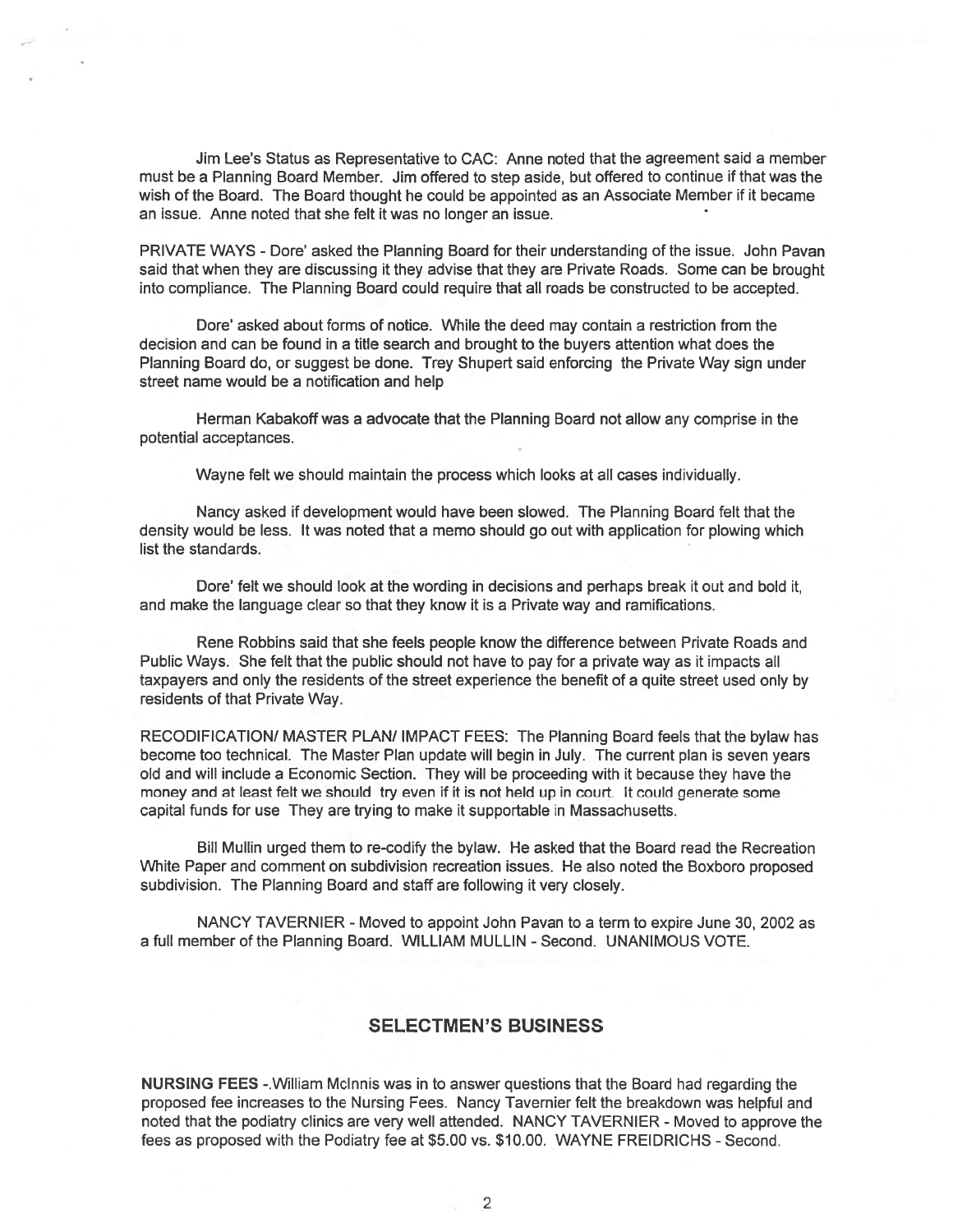Jim Lee's Status as Representative to CAC: Anne noted that the agreement said a member must be a Planning Board Member. Jim offered to step aside, but offered to continue if that was the wish of the Board. The Board thought he could be appointed as an Associate Member if it became an issue. Anne noted that she felt it was no longer an issue.

PRIVATE WAYS - Dore' asked the Planning Board for their understanding of the issue. John Pavan said that when they are discussing it they advise that they are Private Roads. Some can be brought into compliance. The Planning Board could require that all roads be constructed to be accepted.

Dore' asked about forms of notice. While the deed may contain a restriction from the decision and can be found in a title search and brought to the buyers attention what does the Planning Board do, or suggest be done. Trey Shupert said enforcing the Private Way sign under street name would be a notification and help

Herman Kabakoff was a advocate that the Planning Board not allow any comprise in the potential acceptances.

Wayne felt we should maintain the process which looks at all cases individually.

Nancy asked if development would have been slowed. The Planning Board felt that the density would be less. It was noted that a memo should go out with application for plowing which list the standards.

Dore' felt we should look at the wording in decisions and perhaps break it out and bold it, and make the language clear so that they know it is a Private way and ramifications.

Rene Robbins said that she feels people know the difference between Private Roads and Public Ways. She felt that the public should not have to pay for a private way as it impacts all taxpayers and only the residents of the street experience the benefit of a quite street used only by residents of that Private Way.

RECODIFICATION/ MASTER PLAN/ IMPACT FEES: The Planning Board feels that the bylaw has become too technical. The Master Plan update will begin in July. The current plan is seven years old and will include a Economic Section. They will be proceeding with it because they have the money and at least felt we should try even if it is not held up in court. It could generate some capital funds for use They are trying to make it supportable in Massachusetts.

Bill Mullin urged them to re-codify the bylaw. He asked that the Board read the Recreation White Paper and comment on subdivision recreation issues. He also noted the Boxboro proposed subdivision. The Planning Board and staff are following it very closely.

NANCY TAVERNIER - Moved to appoint John Pavan to a term to expire June 30, 2002 as a full member of the Planning Board. WILLIAM MULLIN - Second. UNANIMOUS VOTE.

## SELECTMEN'S BUSINESS

**NURSING FEES** -.William McInnis was in to answer questions that the Board had regarding the proposed fee increases to the Nursing Fees. Nancy Tavernier felt the breakdown was helpful and noted that the podiatry clinics are very well attended. NANCY TAVERNIER - Moved to approve the fees as proposed with the Podiatry fee at $5.00 vs. $10.00. WAYNE FREIDRICHS - Second.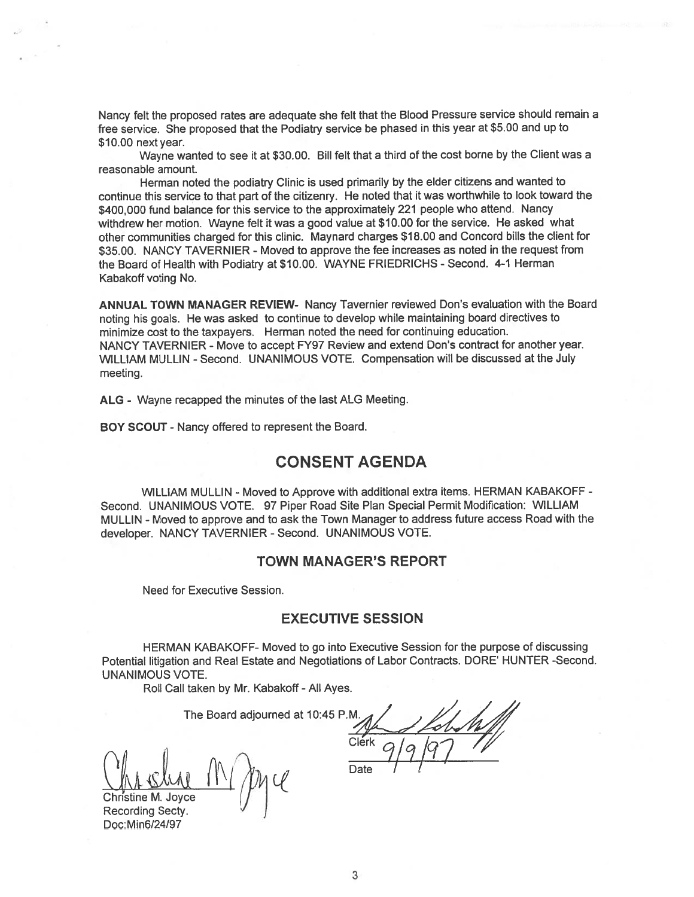Nancy felt the proposed rates are adequate she felt that the Blood Pressure service should remain a free service. She proposed that the Podiatry service be phased in this year at $5.00 and up to $10.00 next year.

Wayne wanted to see it at $30.00. Bill felt that a third of the cost borne by the Client was a reasonable amount.

Herman noted the podiatry Clinic is used primarily by the elder citizens and wanted to continue this service to that part of the citizenry. He noted that it was worthwhile to look toward the $400,000 fund balance for this service to the approximately 221 people who attend. Nancy withdrew her motion. Wayne felt it was a good value at $10.00 for the service. He asked what other communities charged for this clinic. Maynard charges $18.00 and Concord bills the client for $35.00. NANCY TAVERNIER - Moved to approve the fee increases as noted in the request from the Board of Health with Podiatry at $10.00. WAYNE FRIEDRICHS - Second. 4-1 Herman Kabakoff voting No.

**ANNUAL TOWN MANAGER REVIEW-** Nancy Tavernier reviewed Don's evaluation with the Board noting his goals. He was asked to continue to develop while maintaining board directives to minimize cost to the taxpayers. Herman noted the need for continuing education.
NANCY TAVERNIER - Move to accept FY97 Review and extend Don's contract for another year. WILLIAM MULLIN - Second. UNANIMOUS VOTE. Compensation will be discussed at the July meeting.

**ALG** - Wayne recapped the minutes of the last ALG Meeting.

**BOY SCOUT** - Nancy offered to represent the Board.

## CONSENT AGENDA

WILLIAM MULLIN - Moved to Approve with additional extra items. HERMAN KABAKOFF - Second. UNANIMOUS VOTE. 97 Piper Road Site Plan Special Permit Modification: WILLIAM MULLIN - Moved to approve and to ask the Town Manager to address future access Road with the developer. NANCY TAVERNIER - Second. UNANIMOUS VOTE.

### TOWN MANAGER'S REPORT

Need for Executive Session.

### EXECUTIVE SESSION

HERMAN KABAKOFF- Moved to go into Executive Session for the purpose of discussing Potential litigation and Real Estate and Negotiations of Labor Contracts. DORE' HUNTER -Second. UNANIMOUS VOTE.

Roll Call taken by Mr. Kabakoff - All Ayes.

The Board adjourned at 10:45 P.M.

Clerk

Date 9/9/97

Christine M. Joyce
Recording Secty.
Doc:Min6/24/97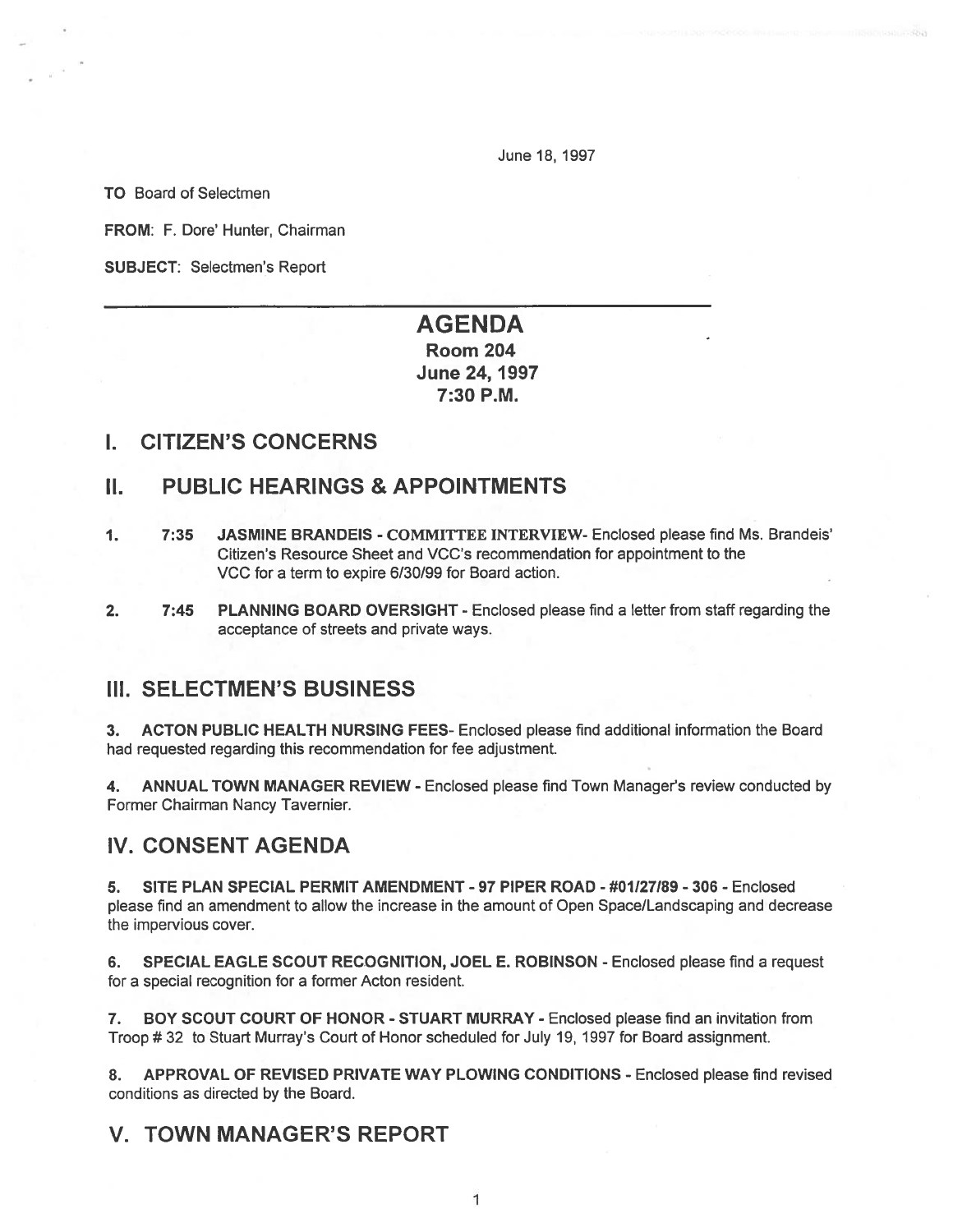June 18, 1997

**TO** Board of Selectmen

**FROM:** F. Dore' Hunter, Chairman

**SUBJECT:** Selectmen's Report

---

# AGENDA

**Room 204**
**June 24, 1997**
**7:30 P.M.**

## I. CITIZEN'S CONCERNS

## II. PUBLIC HEARINGS & APPOINTMENTS

1. **7:35 JASMINE BRANDEIS - COMMITTEE INTERVIEW**- Enclosed please find Ms. Brandeis' Citizen's Resource Sheet and VCC's recommendation for appointment to the VCC for a term to expire 6/30/99 for Board action.

2. **7:45 PLANNING BOARD OVERSIGHT** - Enclosed please find a letter from staff regarding the acceptance of streets and private ways.

## III. SELECTMEN'S BUSINESS

3. **ACTON PUBLIC HEALTH NURSING FEES**- Enclosed please find additional information the Board had requested regarding this recommendation for fee adjustment.

4. **ANNUAL TOWN MANAGER REVIEW** - Enclosed please find Town Manager's review conducted by Former Chairman Nancy Tavernier.

## IV. CONSENT AGENDA

5. **SITE PLAN SPECIAL PERMIT AMENDMENT - 97 PIPER ROAD - #01/27/89 - 306** - Enclosed please find an amendment to allow the increase in the amount of Open Space/Landscaping and decrease the impervious cover.

6. **SPECIAL EAGLE SCOUT RECOGNITION, JOEL E. ROBINSON** - Enclosed please find a request for a special recognition for a former Acton resident.

7. **BOY SCOUT COURT OF HONOR - STUART MURRAY** - Enclosed please find an invitation from Troop # 32 to Stuart Murray's Court of Honor scheduled for July 19, 1997 for Board assignment.

8. **APPROVAL OF REVISED PRIVATE WAY PLOWING CONDITIONS** - Enclosed please find revised conditions as directed by the Board.

## V. TOWN MANAGER'S REPORT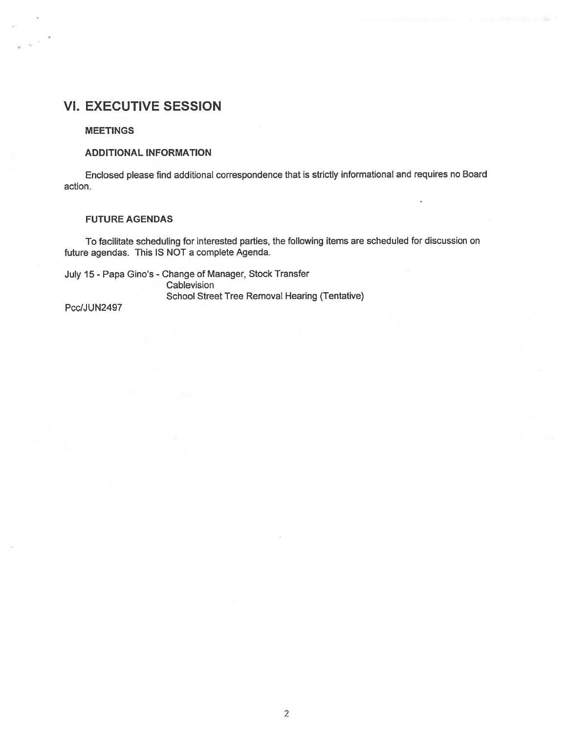## VI. EXECUTIVE SESSION

### MEETINGS

### ADDITIONAL INFORMATION

Enclosed please find additional correspondence that is strictly informational and requires no Board action.

### FUTURE AGENDAS

To facilitate scheduling for interested parties, the following items are scheduled for discussion on future agendas. This IS NOT a complete Agenda.

July 15 - Papa Gino's - Change of Manager, Stock Transfer
Cablevision
School Street Tree Removal Hearing (Tentative)

Pcc/JUN2497